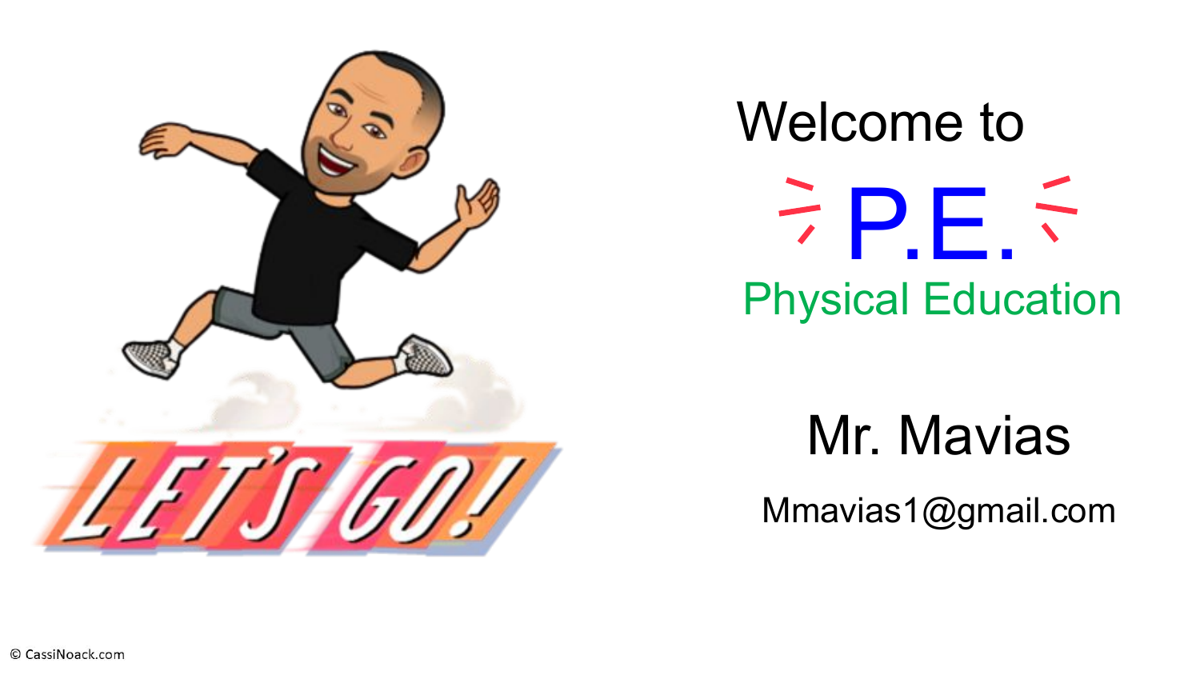# Welcome to

# P.E.

## Physical Education

Mr. Mavias

Mmavias1@gmail.com

© CassiNoack.com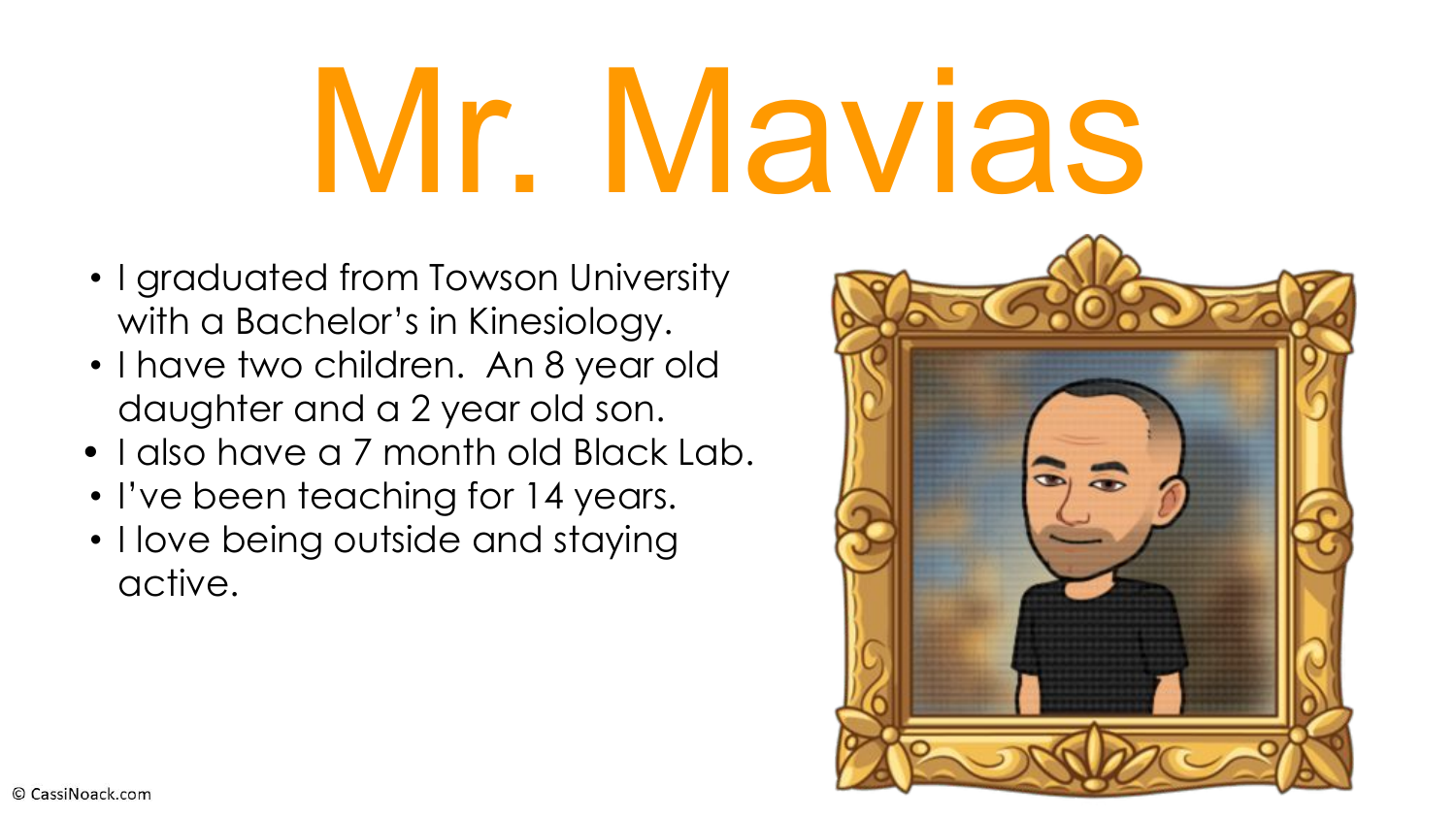# Mr. Mavias

- I graduated from Towson University with a Bachelor's in Kinesiology.
- I have two children. An 8 year old daughter and a 2 year old son.
- I also have a 7 month old Black Lab.
- I've been teaching for 14 years.
- I love being outside and staying active.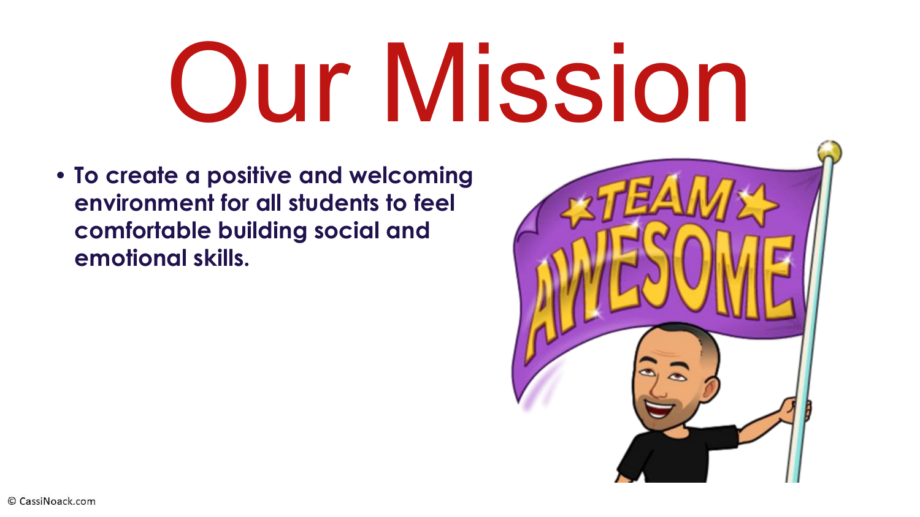# Our Mission

- **To create a positive and welcoming environment for all students to feel comfortable building social and emotional skills.**

© CassiNoack.com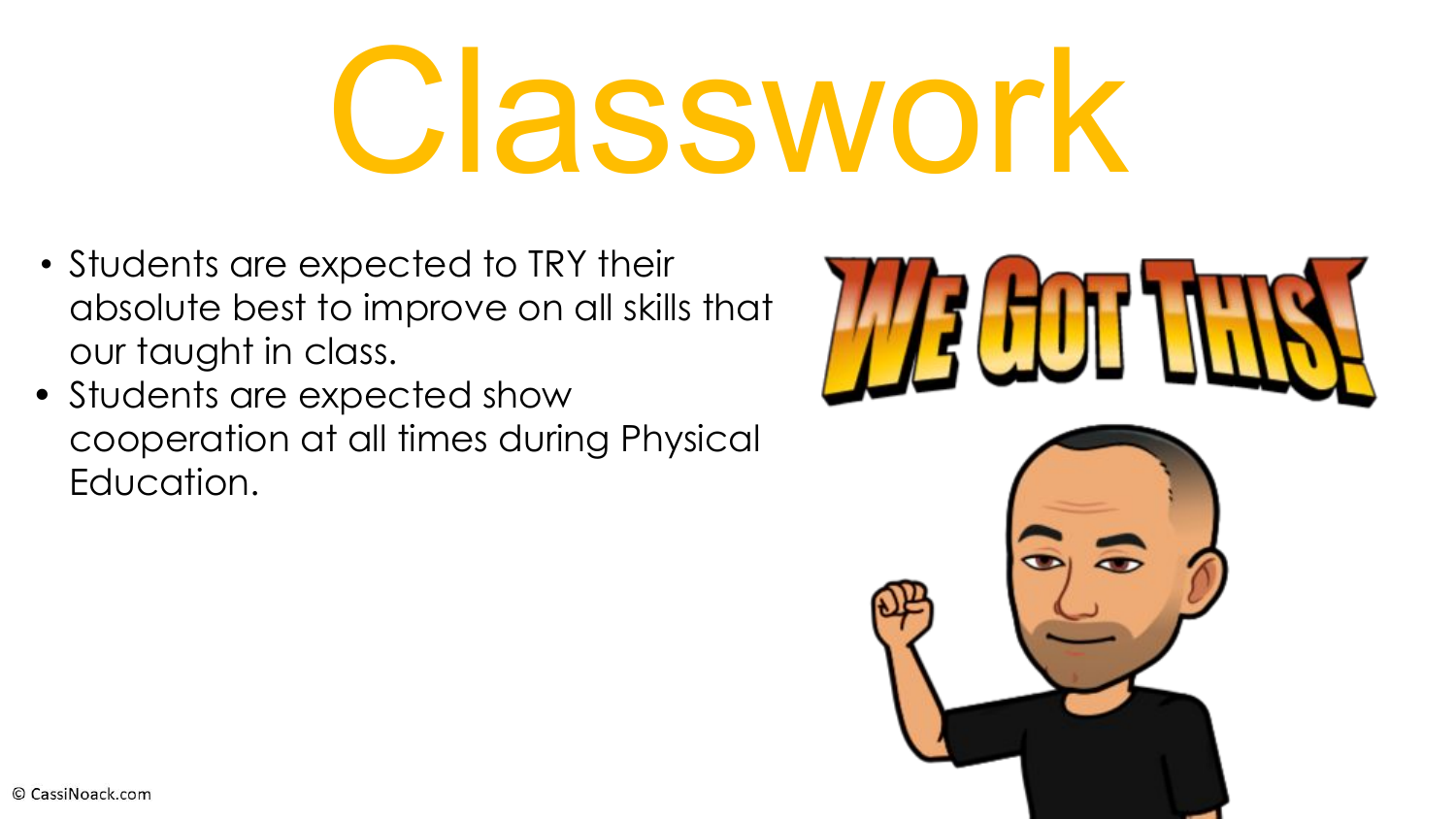# Classwork

- Students are expected to TRY their absolute best to improve on all skills that our taught in class.
- Students are expected show cooperation at all times during Physical Education.

WE GOT THIS!

© CassiNoack.com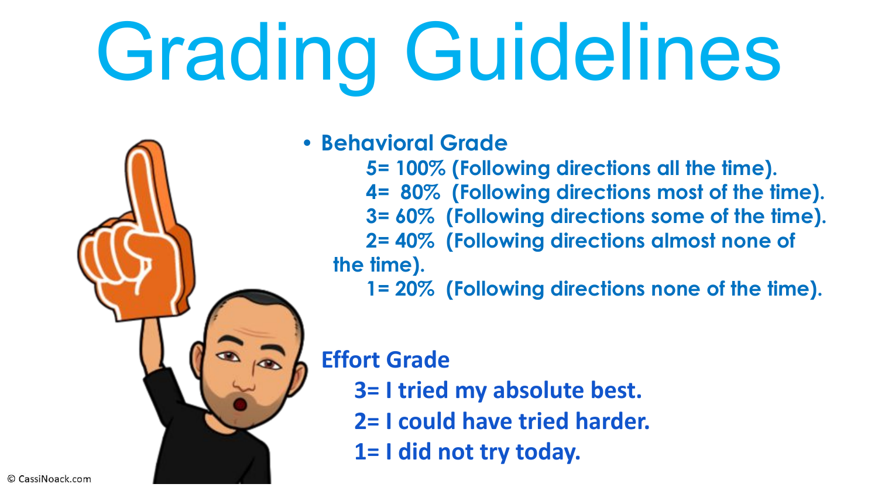# Grading Guidelines

- **Behavioral Grade**
  - **5= 100% (Following directions all the time).**
  - **4= 80% (Following directions most of the time).**
  - **3= 60% (Following directions some of the time).**
  - **2= 40% (Following directions almost none of the time).**
  - **1= 20% (Following directions none of the time).**

**Effort Grade**

- **3= I tried my absolute best.**
- **2= I could have tried harder.**
- **1= I did not try today.**

© CassiNoack.com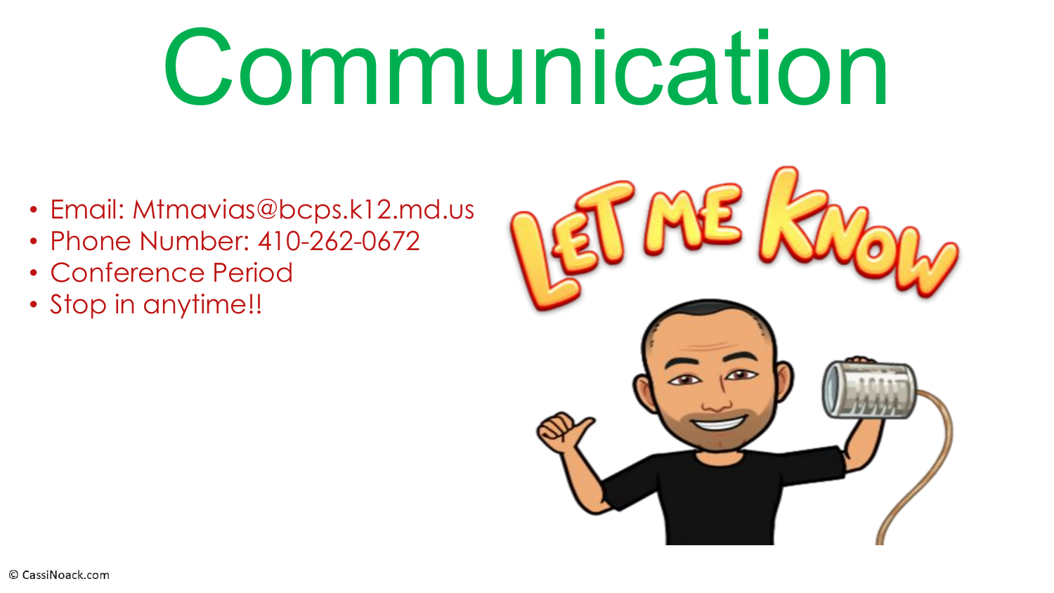# Communication

- Email: Mtmavias@bcps.k12.md.us
- Phone Number: 410-262-0672
- Conference Period
- Stop in anytime!!

© CassiNoack.com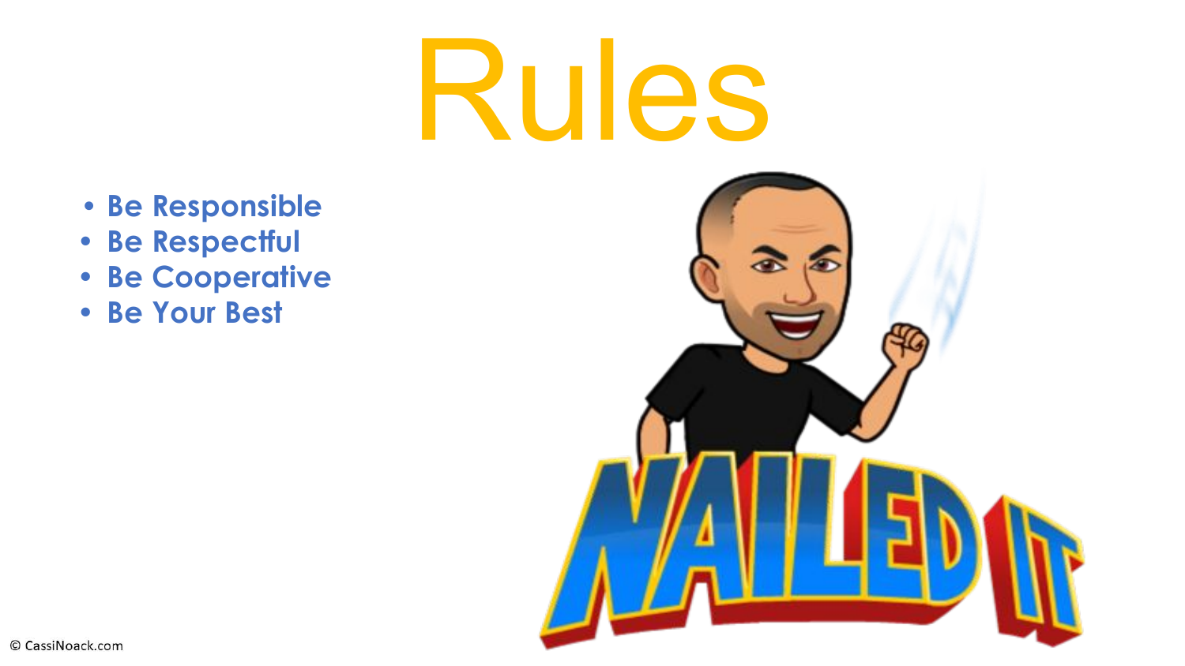# Rules

- Be Responsible
- Be Respectful
- Be Cooperative
- Be Your Best

© CassiNoack.com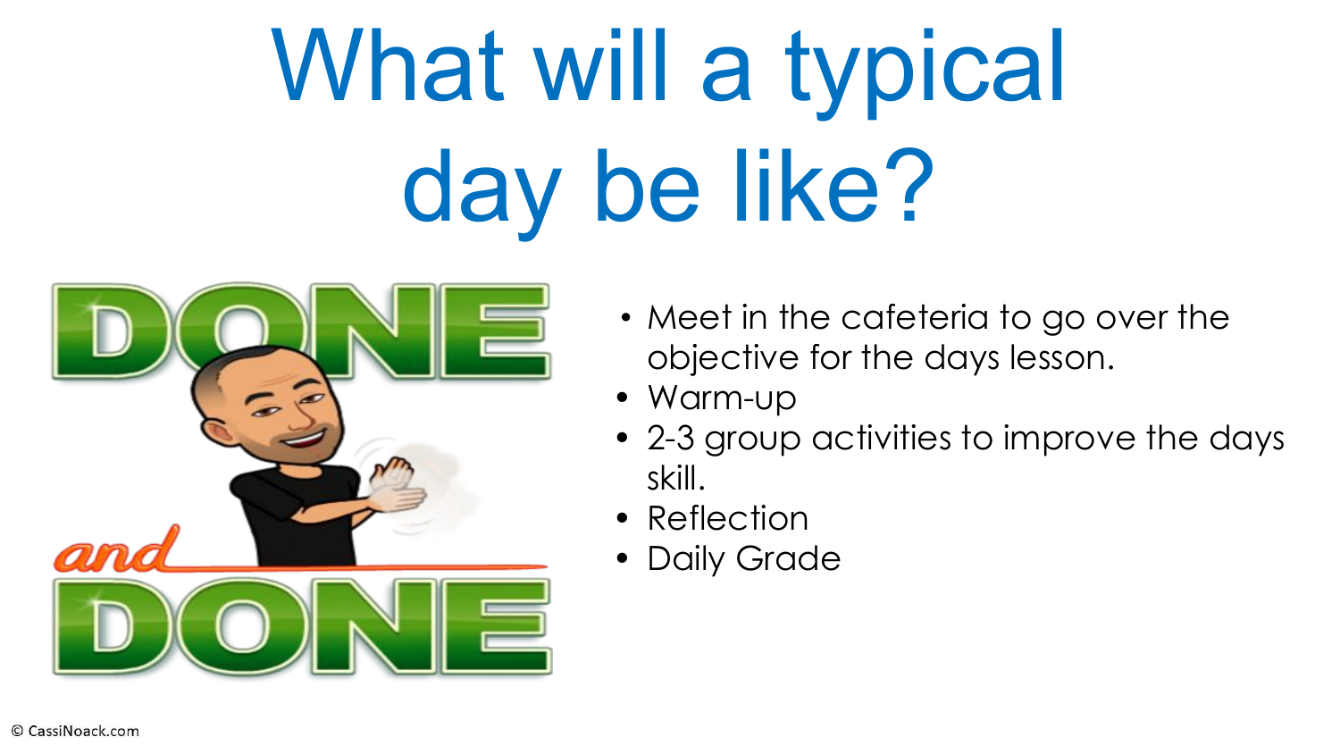# What will a typical day be like?

- Meet in the cafeteria to go over the objective for the days lesson.
- Warm-up
- 2-3 group activities to improve the days skill.
- Reflection
- Daily Grade

© CassiNoack.com